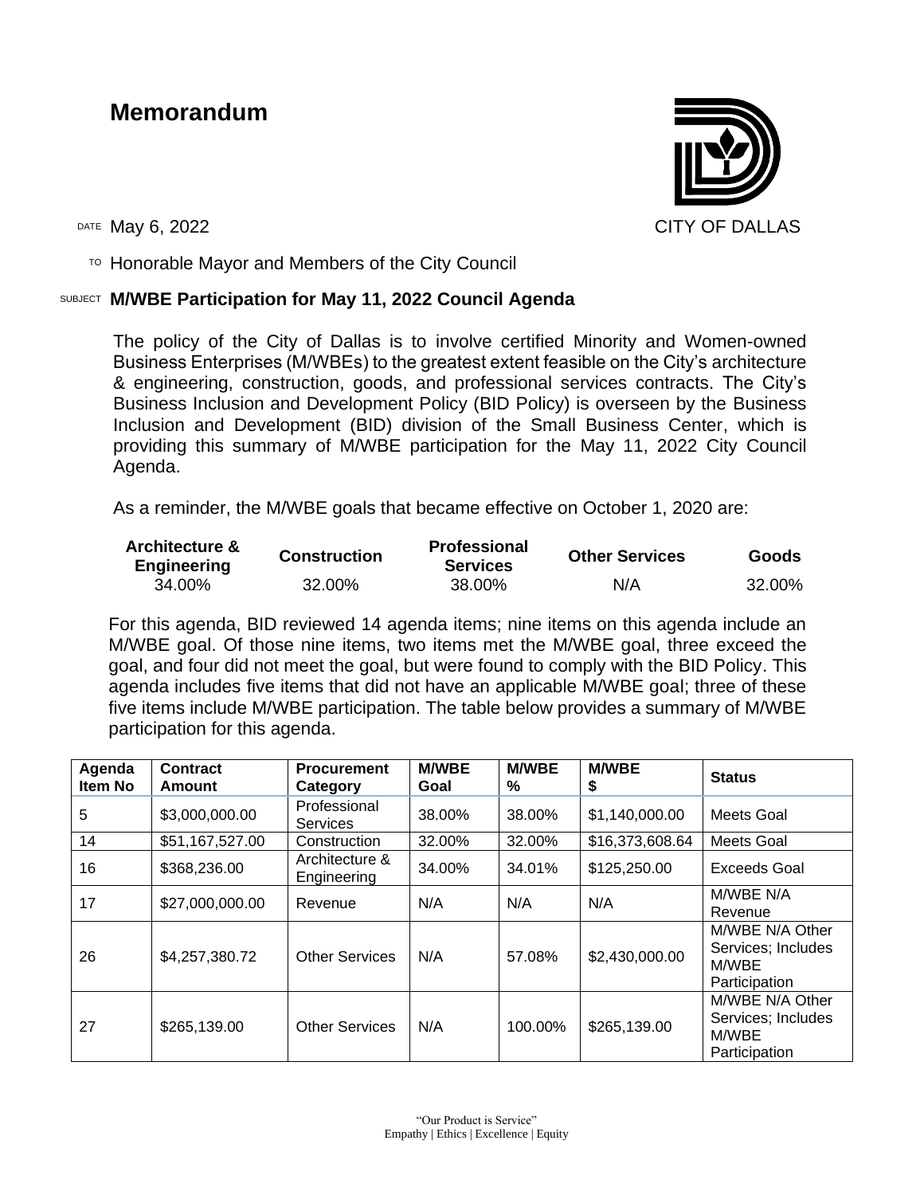# Memorandum

CITY OF DALLAS

DATE May 6, 2022

TO Honorable Mayor and Members of the City Council

SUBJECT **M/WBE Participation for May 11, 2022 Council Agenda**

The policy of the City of Dallas is to involve certified Minority and Women-owned Business Enterprises (M/WBEs) to the greatest extent feasible on the City's architecture & engineering, construction, goods, and professional services contracts. The City's Business Inclusion and Development Policy (BID Policy) is overseen by the Business Inclusion and Development (BID) division of the Small Business Center, which is providing this summary of M/WBE participation for the May 11, 2022 City Council Agenda.

As a reminder, the M/WBE goals that became effective on October 1, 2020 are:

| Architecture & Engineering | Construction | Professional Services | Other Services | Goods |
|---|---|---|---|---|
| 34.00% | 32.00% | 38.00% | N/A | 32.00% |

For this agenda, BID reviewed 14 agenda items; nine items on this agenda include an M/WBE goal. Of those nine items, two items met the M/WBE goal, three exceed the goal, and four did not meet the goal, but were found to comply with the BID Policy. This agenda includes five items that did not have an applicable M/WBE goal; three of these five items include M/WBE participation. The table below provides a summary of M/WBE participation for this agenda.

| Agenda Item No | Contract Amount | Procurement Category | M/WBE Goal | M/WBE % | M/WBE $ | Status |
|---|---|---|---|---|---|---|
| 5 | $3,000,000.00 | Professional Services | 38.00% | 38.00% | $1,140,000.00 | Meets Goal |
| 14 | $51,167,527.00 | Construction | 32.00% | 32.00% | $16,373,608.64 | Meets Goal |
| 16 | $368,236.00 | Architecture & Engineering | 34.00% | 34.01% | $125,250.00 | Exceeds Goal |
| 17 | $27,000,000.00 | Revenue | N/A | N/A | N/A | M/WBE N/A Revenue |
| 26 | $4,257,380.72 | Other Services | N/A | 57.08% | $2,430,000.00 | M/WBE N/A Other Services; Includes M/WBE Participation |
| 27 | $265,139.00 | Other Services | N/A | 100.00% | $265,139.00 | M/WBE N/A Other Services; Includes M/WBE Participation |

"Our Product is Service"
Empathy | Ethics | Excellence | Equity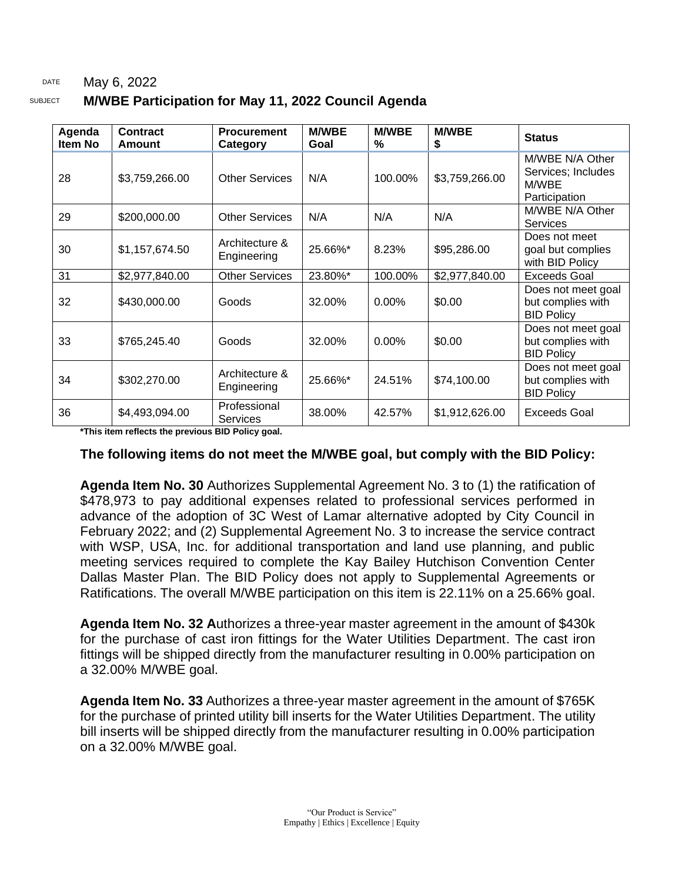DATE May 6, 2022

SUBJECT **M/WBE Participation for May 11, 2022 Council Agenda**

| Agenda Item No | Contract Amount | Procurement Category | M/WBE Goal | M/WBE % | M/WBE $ | Status |
|---|---|---|---|---|---|---|
| 28 | $3,759,266.00 | Other Services | N/A | 100.00% | $3,759,266.00 | M/WBE N/A Other Services; Includes M/WBE Participation |
| 29 | $200,000.00 | Other Services | N/A | N/A | N/A | M/WBE N/A Other Services |
| 30 | $1,157,674.50 | Architecture & Engineering | 25.66%* | 8.23% | $95,286.00 | Does not meet goal but complies with BID Policy |
| 31 | $2,977,840.00 | Other Services | 23.80%* | 100.00% | $2,977,840.00 | Exceeds Goal |
| 32 | $430,000.00 | Goods | 32.00% | 0.00% | $0.00 | Does not meet goal but complies with BID Policy |
| 33 | $765,245.40 | Goods | 32.00% | 0.00% | $0.00 | Does not meet goal but complies with BID Policy |
| 34 | $302,270.00 | Architecture & Engineering | 25.66%* | 24.51% | $74,100.00 | Does not meet goal but complies with BID Policy |
| 36 | $4,493,094.00 | Professional Services | 38.00% | 42.57% | $1,912,626.00 | Exceeds Goal |

**\*This item reflects the previous BID Policy goal.**

**The following items do not meet the M/WBE goal, but comply with the BID Policy:**

**Agenda Item No. 30** Authorizes Supplemental Agreement No. 3 to (1) the ratification of $478,973 to pay additional expenses related to professional services performed in advance of the adoption of 3C West of Lamar alternative adopted by City Council in February 2022; and (2) Supplemental Agreement No. 3 to increase the service contract with WSP, USA, Inc. for additional transportation and land use planning, and public meeting services required to complete the Kay Bailey Hutchison Convention Center Dallas Master Plan. The BID Policy does not apply to Supplemental Agreements or Ratifications. The overall M/WBE participation on this item is 22.11% on a 25.66% goal.

**Agenda Item No. 32 A**uthorizes a three-year master agreement in the amount of $430k for the purchase of cast iron fittings for the Water Utilities Department. The cast iron fittings will be shipped directly from the manufacturer resulting in 0.00% participation on a 32.00% M/WBE goal.

**Agenda Item No. 33** Authorizes a three-year master agreement in the amount of $765K for the purchase of printed utility bill inserts for the Water Utilities Department. The utility bill inserts will be shipped directly from the manufacturer resulting in 0.00% participation on a 32.00% M/WBE goal.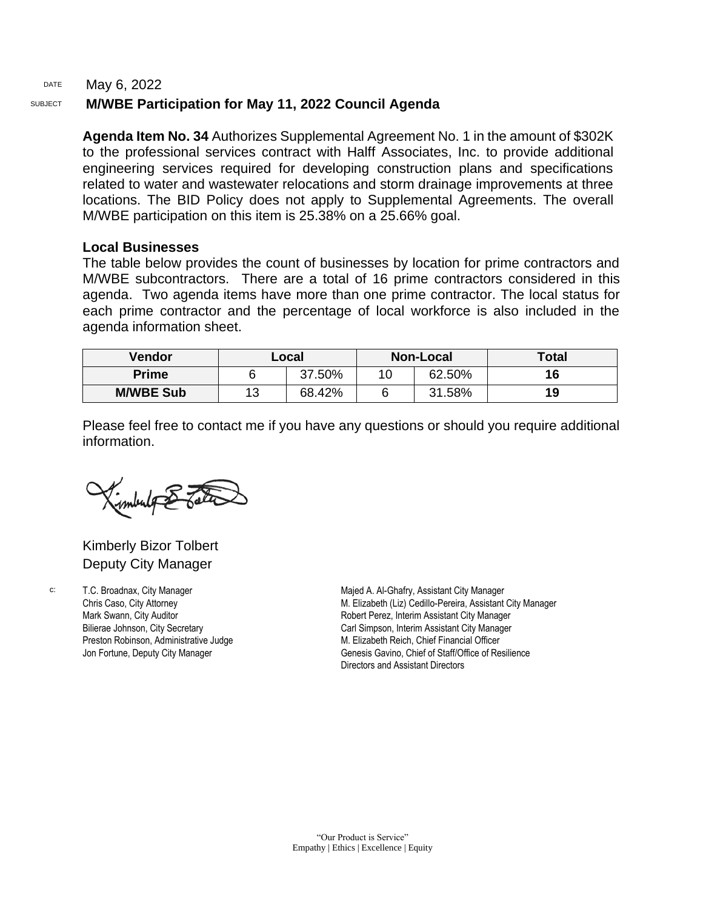DATE May 6, 2022

SUBJECT **M/WBE Participation for May 11, 2022 Council Agenda**

**Agenda Item No. 34** Authorizes Supplemental Agreement No. 1 in the amount of $302K to the professional services contract with Halff Associates, Inc. to provide additional engineering services required for developing construction plans and specifications related to water and wastewater relocations and storm drainage improvements at three locations. The BID Policy does not apply to Supplemental Agreements. The overall M/WBE participation on this item is 25.38% on a 25.66% goal.

**Local Businesses**

The table below provides the count of businesses by location for prime contractors and M/WBE subcontractors. There are a total of 16 prime contractors considered in this agenda. Two agenda items have more than one prime contractor. The local status for each prime contractor and the percentage of local workforce is also included in the agenda information sheet.

| Vendor | Local | | Non-Local | | Total |
|---|---|---|---|---|---|
| **Prime** | 6 | 37.50% | 10 | 62.50% | **16** |
| **M/WBE Sub** | 13 | 68.42% | 6 | 31.58% | **19** |

Please feel free to contact me if you have any questions or should you require additional information.

Kimberly Bizor Tolbert
Deputy City Manager

c: T.C. Broadnax, City Manager
Chris Caso, City Attorney
Mark Swann, City Auditor
Bilierae Johnson, City Secretary
Preston Robinson, Administrative Judge
Jon Fortune, Deputy City Manager
Majed A. Al-Ghafry, Assistant City Manager
M. Elizabeth (Liz) Cedillo-Pereira, Assistant City Manager
Robert Perez, Interim Assistant City Manager
Carl Simpson, Interim Assistant City Manager
M. Elizabeth Reich, Chief Financial Officer
Genesis Gavino, Chief of Staff/Office of Resilience
Directors and Assistant Directors

"Our Product is Service"
Empathy | Ethics | Excellence | Equity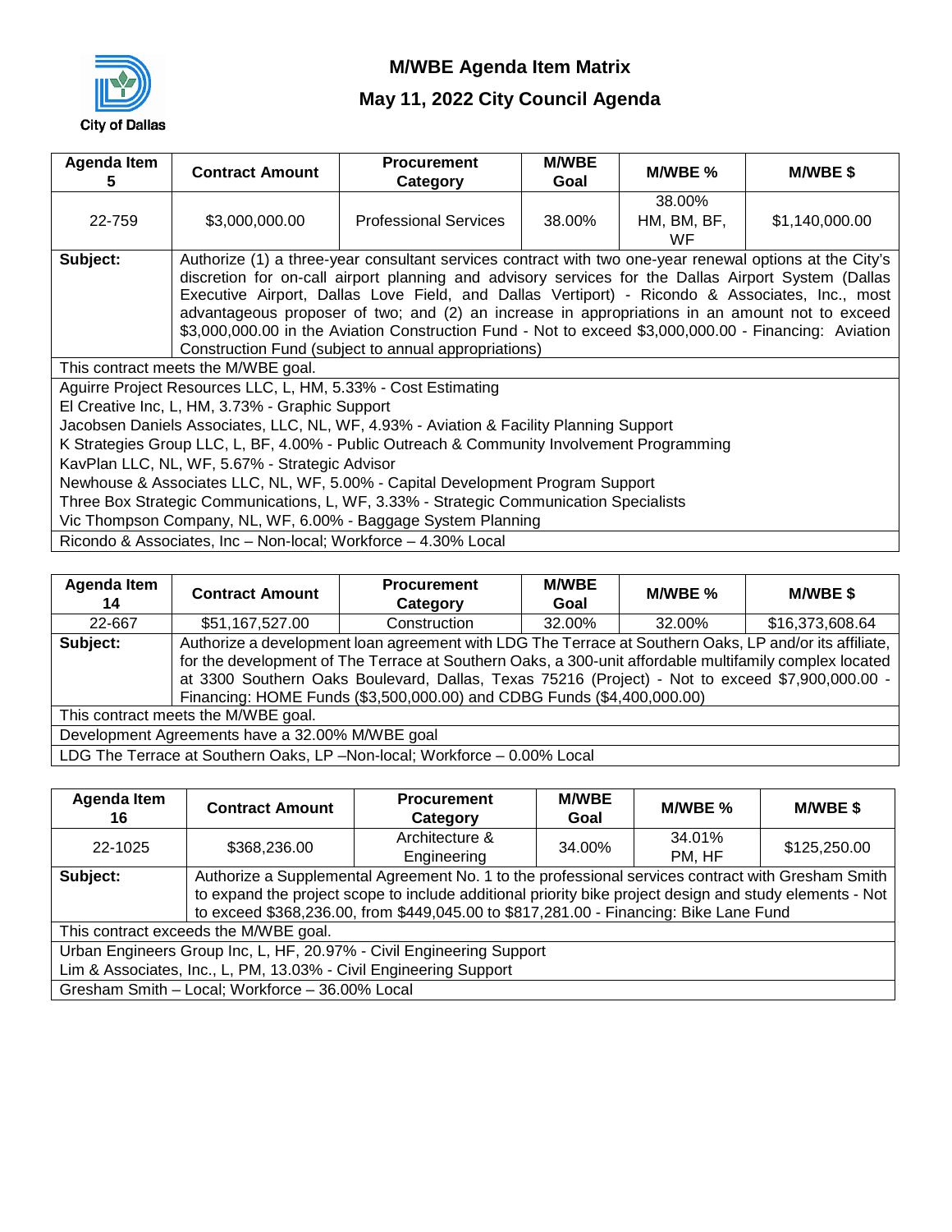# M/WBE Agenda Item Matrix

## May 11, 2022 City Council Agenda

| Agenda Item 5 | Contract Amount | Procurement Category | M/WBE Goal | M/WBE % | M/WBE $ |
|---|---|---|---|---|---|
| 22-759 | $3,000,000.00 | Professional Services | 38.00% | 38.00% HM, BM, BF, WF | $1,140,000.00 |
| **Subject:** | Authorize (1) a three-year consultant services contract with two one-year renewal options at the City's discretion for on-call airport planning and advisory services for the Dallas Airport System (Dallas Executive Airport, Dallas Love Field, and Dallas Vertiport) - Ricondo & Associates, Inc., most advantageous proposer of two; and (2) an increase in appropriations in an amount not to exceed $3,000,000.00 in the Aviation Construction Fund - Not to exceed $3,000,000.00 - Financing: Aviation Construction Fund (subject to annual appropriations) | | | | |
| This contract meets the M/WBE goal. | | | | | |
| Aguirre Project Resources LLC, L, HM, 5.33% - Cost Estimating<br>El Creative Inc, L, HM, 3.73% - Graphic Support<br>Jacobsen Daniels Associates, LLC, NL, WF, 4.93% - Aviation & Facility Planning Support<br>K Strategies Group LLC, L, BF, 4.00% - Public Outreach & Community Involvement Programming<br>KavPlan LLC, NL, WF, 5.67% - Strategic Advisor<br>Newhouse & Associates LLC, NL, WF, 5.00% - Capital Development Program Support<br>Three Box Strategic Communications, L, WF, 3.33% - Strategic Communication Specialists<br>Vic Thompson Company, NL, WF, 6.00% - Baggage System Planning | | | | | |
| Ricondo & Associates, Inc – Non-local; Workforce – 4.30% Local | | | | | |

| Agenda Item 14 | Contract Amount | Procurement Category | M/WBE Goal | M/WBE % | M/WBE $ |
|---|---|---|---|---|---|
| 22-667 | $51,167,527.00 | Construction | 32.00% | 32.00% | $16,373,608.64 |
| **Subject:** | Authorize a development loan agreement with LDG The Terrace at Southern Oaks, LP and/or its affiliate, for the development of The Terrace at Southern Oaks, a 300-unit affordable multifamily complex located at 3300 Southern Oaks Boulevard, Dallas, Texas 75216 (Project) - Not to exceed $7,900,000.00 - Financing: HOME Funds ($3,500,000.00) and CDBG Funds ($4,400,000.00) | | | | |
| This contract meets the M/WBE goal. | | | | | |
| Development Agreements have a 32.00% M/WBE goal | | | | | |
| LDG The Terrace at Southern Oaks, LP –Non-local; Workforce – 0.00% Local | | | | | |

| Agenda Item 16 | Contract Amount | Procurement Category | M/WBE Goal | M/WBE % | M/WBE $ |
|---|---|---|---|---|---|
| 22-1025 | $368,236.00 | Architecture & Engineering | 34.00% | 34.01% PM, HF | $125,250.00 |
| **Subject:** | Authorize a Supplemental Agreement No. 1 to the professional services contract with Gresham Smith to expand the project scope to include additional priority bike project design and study elements - Not to exceed $368,236.00, from $449,045.00 to $817,281.00 - Financing: Bike Lane Fund | | | | |
| This contract exceeds the M/WBE goal. | | | | | |
| Urban Engineers Group Inc, L, HF, 20.97% - Civil Engineering Support<br>Lim & Associates, Inc., L, PM, 13.03% - Civil Engineering Support | | | | | |
| Gresham Smith – Local; Workforce – 36.00% Local | | | | | |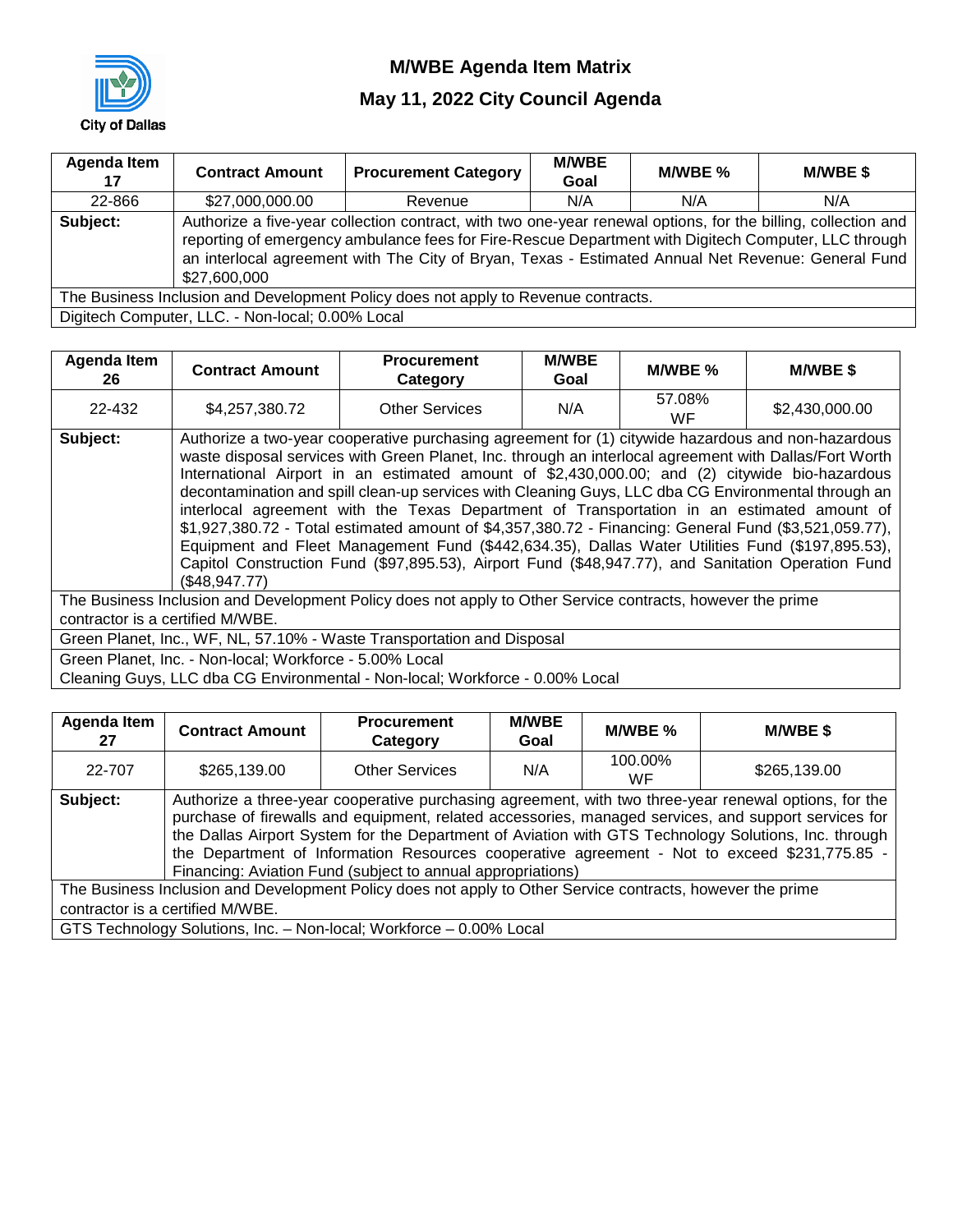# M/WBE Agenda Item Matrix

## May 11, 2022 City Council Agenda

| Agenda Item 17 | Contract Amount | Procurement Category | M/WBE Goal | M/WBE % | M/WBE $ |
|---|---|---|---|---|---|
| 22-866 | $27,000,000.00 | Revenue | N/A | N/A | N/A |
| **Subject:** | Authorize a five-year collection contract, with two one-year renewal options, for the billing, collection and reporting of emergency ambulance fees for Fire-Rescue Department with Digitech Computer, LLC through an interlocal agreement with The City of Bryan, Texas - Estimated Annual Net Revenue: General Fund $27,600,000 | | | | |
| The Business Inclusion and Development Policy does not apply to Revenue contracts. | | | | | |
| Digitech Computer, LLC. - Non-local; 0.00% Local | | | | | |

| Agenda Item 26 | Contract Amount | Procurement Category | M/WBE Goal | M/WBE % | M/WBE $ |
|---|---|---|---|---|---|
| 22-432 | $4,257,380.72 | Other Services | N/A | 57.08% WF | $2,430,000.00 |
| **Subject:** | Authorize a two-year cooperative purchasing agreement for (1) citywide hazardous and non-hazardous waste disposal services with Green Planet, Inc. through an interlocal agreement with Dallas/Fort Worth International Airport in an estimated amount of $2,430,000.00; and (2) citywide bio-hazardous decontamination and spill clean-up services with Cleaning Guys, LLC dba CG Environmental through an interlocal agreement with the Texas Department of Transportation in an estimated amount of $1,927,380.72 - Total estimated amount of $4,357,380.72 - Financing: General Fund ($3,521,059.77), Equipment and Fleet Management Fund ($442,634.35), Dallas Water Utilities Fund ($197,895.53), Capitol Construction Fund ($97,895.53), Airport Fund ($48,947.77), and Sanitation Operation Fund ($48,947.77) | | | | |
| The Business Inclusion and Development Policy does not apply to Other Service contracts, however the prime contractor is a certified M/WBE. | | | | | |
| Green Planet, Inc., WF, NL, 57.10% - Waste Transportation and Disposal | | | | | |
| Green Planet, Inc. - Non-local; Workforce - 5.00% Local<br>Cleaning Guys, LLC dba CG Environmental - Non-local; Workforce - 0.00% Local | | | | | |

| Agenda Item 27 | Contract Amount | Procurement Category | M/WBE Goal | M/WBE % | M/WBE $ |
|---|---|---|---|---|---|
| 22-707 | $265,139.00 | Other Services | N/A | 100.00% WF | $265,139.00 |
| **Subject:** | Authorize a three-year cooperative purchasing agreement, with two three-year renewal options, for the purchase of firewalls and equipment, related accessories, managed services, and support services for the Dallas Airport System for the Department of Aviation with GTS Technology Solutions, Inc. through the Department of Information Resources cooperative agreement - Not to exceed $231,775.85 - Financing: Aviation Fund (subject to annual appropriations) | | | | |
| The Business Inclusion and Development Policy does not apply to Other Service contracts, however the prime contractor is a certified M/WBE. | | | | | |
| GTS Technology Solutions, Inc. – Non-local; Workforce – 0.00% Local | | | | | |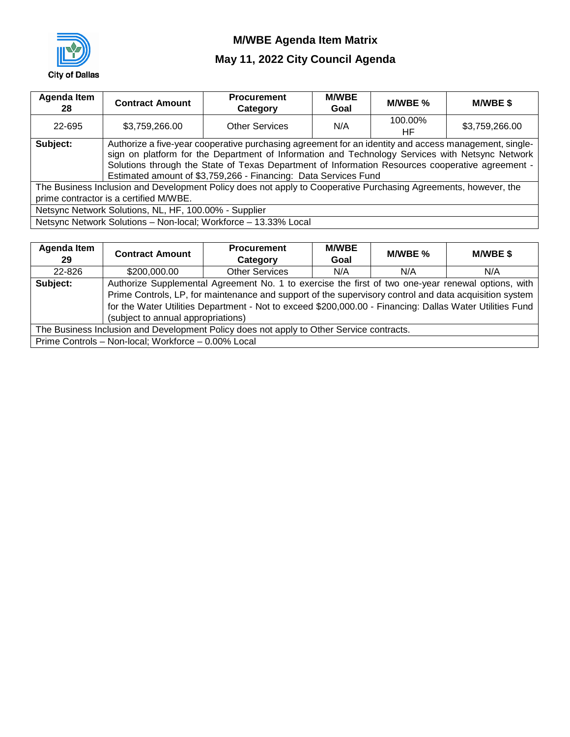City of Dallas

# M/WBE Agenda Item Matrix

## May 11, 2022 City Council Agenda

| Agenda Item 28 | Contract Amount | Procurement Category | M/WBE Goal | M/WBE % | M/WBE $ |
|---|---|---|---|---|---|
| 22-695 | $3,759,266.00 | Other Services | N/A | 100.00% HF | $3,759,266.00 |
| **Subject:** | Authorize a five-year cooperative purchasing agreement for an identity and access management, single-sign on platform for the Department of Information and Technology Services with Netsync Network Solutions through the State of Texas Department of Information Resources cooperative agreement - Estimated amount of $3,759,266 - Financing: Data Services Fund | | | | |
| The Business Inclusion and Development Policy does not apply to Cooperative Purchasing Agreements, however, the prime contractor is a certified M/WBE. | | | | | |
| Netsync Network Solutions, NL, HF, 100.00% - Supplier | | | | | |
| Netsync Network Solutions – Non-local; Workforce – 13.33% Local | | | | | |

| Agenda Item 29 | Contract Amount | Procurement Category | M/WBE Goal | M/WBE % | M/WBE $ |
|---|---|---|---|---|---|
| 22-826 | $200,000.00 | Other Services | N/A | N/A | N/A |
| **Subject:** | Authorize Supplemental Agreement No. 1 to exercise the first of two one-year renewal options, with Prime Controls, LP, for maintenance and support of the supervisory control and data acquisition system for the Water Utilities Department - Not to exceed $200,000.00 - Financing: Dallas Water Utilities Fund (subject to annual appropriations) | | | | |
| The Business Inclusion and Development Policy does not apply to Other Service contracts. | | | | | |
| Prime Controls – Non-local; Workforce – 0.00% Local | | | | | |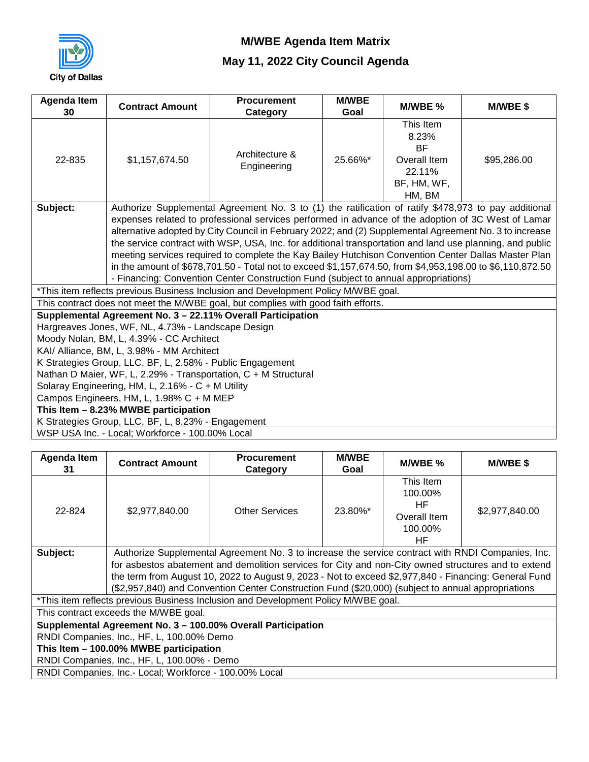City of Dallas

# M/WBE Agenda Item Matrix

## May 11, 2022 City Council Agenda

| Agenda Item 30 | Contract Amount | Procurement Category | M/WBE Goal | M/WBE % | M/WBE $ |
|---|---|---|---|---|---|
| 22-835 | $1,157,674.50 | Architecture & Engineering | 25.66%* | This Item 8.23% BF Overall Item 22.11% BF, HM, WF, HM, BM | $95,286.00 |
| **Subject:** | Authorize Supplemental Agreement No. 3 to (1) the ratification of ratify $478,973 to pay additional expenses related to professional services performed in advance of the adoption of 3C West of Lamar alternative adopted by City Council in February 2022; and (2) Supplemental Agreement No. 3 to increase the service contract with WSP, USA, Inc. for additional transportation and land use planning, and public meeting services required to complete the Kay Bailey Hutchison Convention Center Dallas Master Plan in the amount of $678,701.50 - Total not to exceed $1,157,674.50, from $4,953,198.00 to $6,110,872.50 - Financing: Convention Center Construction Fund (subject to annual appropriations) | | | | |

*This item reflects previous Business Inclusion and Development Policy M/WBE goal.

This contract does not meet the M/WBE goal, but complies with good faith efforts.

**Supplemental Agreement No. 3 – 22.11% Overall Participation**
Hargreaves Jones, WF, NL, 4.73% - Landscape Design
Moody Nolan, BM, L, 4.39% - CC Architect
KAI/ Alliance, BM, L, 3.98% - MM Architect
K Strategies Group, LLC, BF, L, 2.58% - Public Engagement
Nathan D Maier, WF, L, 2.29% - Transportation, C + M Structural
Solaray Engineering, HM, L, 2.16% - C + M Utility
Campos Engineers, HM, L, 1.98% C + M MEP
**This Item – 8.23% MWBE participation**
K Strategies Group, LLC, BF, L, 8.23% - Engagement
WSP USA Inc. - Local; Workforce - 100.00% Local

| Agenda Item 31 | Contract Amount | Procurement Category | M/WBE Goal | M/WBE % | M/WBE $ |
|---|---|---|---|---|---|
| 22-824 | $2,977,840.00 | Other Services | 23.80%* | This Item 100.00% HF Overall Item 100.00% HF | $2,977,840.00 |
| **Subject:** | Authorize Supplemental Agreement No. 3 to increase the service contract with RNDI Companies, Inc. for asbestos abatement and demolition services for City and non-City owned structures and to extend the term from August 10, 2022 to August 9, 2023 - Not to exceed $2,977,840 - Financing: General Fund ($2,957,840) and Convention Center Construction Fund ($20,000) (subject to annual appropriations | | | | |

*This item reflects previous Business Inclusion and Development Policy M/WBE goal.

This contract exceeds the M/WBE goal.

**Supplemental Agreement No. 3 – 100.00% Overall Participation**
RNDI Companies, Inc., HF, L, 100.00% Demo
**This Item – 100.00% MWBE participation**
RNDI Companies, Inc., HF, L, 100.00% - Demo
RNDI Companies, Inc.- Local; Workforce - 100.00% Local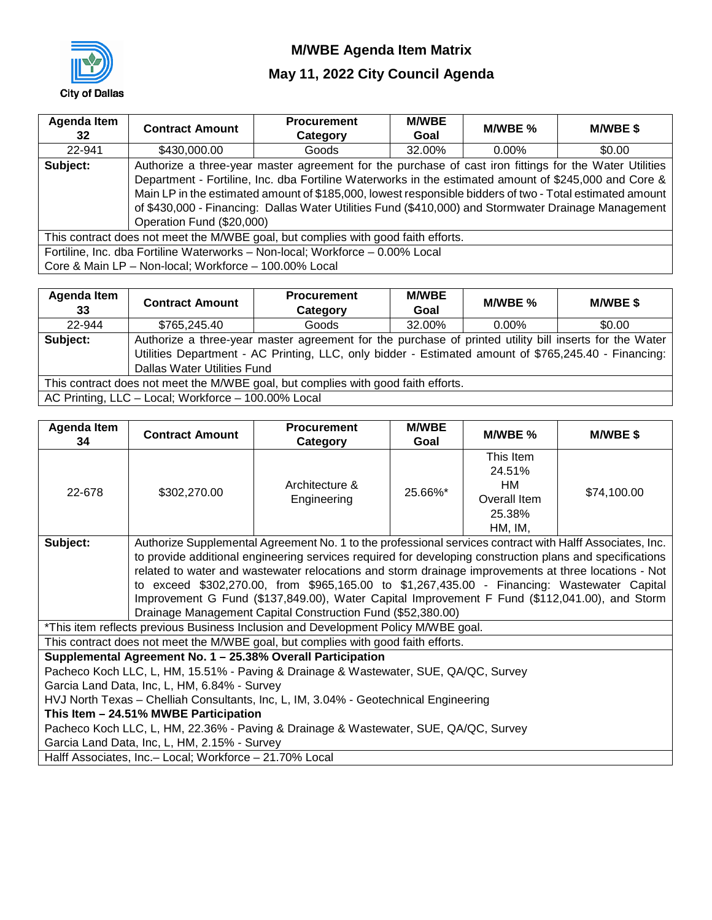City of Dallas

# M/WBE Agenda Item Matrix

## May 11, 2022 City Council Agenda

| Agenda Item 32 | Contract Amount | Procurement Category | M/WBE Goal | M/WBE % | M/WBE $ |
|---|---|---|---|---|---|
| 22-941 | $430,000.00 | Goods | 32.00% | 0.00% | $0.00 |
| **Subject:** | Authorize a three-year master agreement for the purchase of cast iron fittings for the Water Utilities Department - Fortiline, Inc. dba Fortiline Waterworks in the estimated amount of $245,000 and Core & Main LP in the estimated amount of $185,000, lowest responsible bidders of two - Total estimated amount of $430,000 - Financing: Dallas Water Utilities Fund ($410,000) and Stormwater Drainage Management Operation Fund ($20,000) | | | | |
| This contract does not meet the M/WBE goal, but complies with good faith efforts. | | | | | |
| Fortiline, Inc. dba Fortiline Waterworks – Non-local; Workforce – 0.00% Local<br>Core & Main LP – Non-local; Workforce – 100.00% Local | | | | | |

| Agenda Item 33 | Contract Amount | Procurement Category | M/WBE Goal | M/WBE % | M/WBE $ |
|---|---|---|---|---|---|
| 22-944 | $765,245.40 | Goods | 32.00% | 0.00% | $0.00 |
| **Subject:** | Authorize a three-year master agreement for the purchase of printed utility bill inserts for the Water Utilities Department - AC Printing, LLC, only bidder - Estimated amount of $765,245.40 - Financing: Dallas Water Utilities Fund | | | | |
| This contract does not meet the M/WBE goal, but complies with good faith efforts. | | | | | |
| AC Printing, LLC – Local; Workforce – 100.00% Local | | | | | |

| Agenda Item 34 | Contract Amount | Procurement Category | M/WBE Goal | M/WBE % | M/WBE $ |
|---|---|---|---|---|---|
| 22-678 | $302,270.00 | Architecture & Engineering | 25.66%* | This Item 24.51% HM<br>Overall Item 25.38% HM, IM, | $74,100.00 |
| **Subject:** | Authorize Supplemental Agreement No. 1 to the professional services contract with Halff Associates, Inc. to provide additional engineering services required for developing construction plans and specifications related to water and wastewater relocations and storm drainage improvements at three locations - Not to exceed $302,270.00, from $965,165.00 to $1,267,435.00 - Financing: Wastewater Capital Improvement G Fund ($137,849.00), Water Capital Improvement F Fund ($112,041.00), and Storm Drainage Management Capital Construction Fund ($52,380.00) | | | | |
| *This item reflects previous Business Inclusion and Development Policy M/WBE goal. | | | | | |
| This contract does not meet the M/WBE goal, but complies with good faith efforts. | | | | | |
| **Supplemental Agreement No. 1 – 25.38% Overall Participation**<br>Pacheco Koch LLC, L, HM, 15.51% - Paving & Drainage & Wastewater, SUE, QA/QC, Survey<br>Garcia Land Data, Inc, L, HM, 6.84% - Survey<br>HVJ North Texas – Chelliah Consultants, Inc, L, IM, 3.04% - Geotechnical Engineering<br>**This Item – 24.51% MWBE Participation**<br>Pacheco Koch LLC, L, HM, 22.36% - Paving & Drainage & Wastewater, SUE, QA/QC, Survey<br>Garcia Land Data, Inc, L, HM, 2.15% - Survey | | | | | |
| Halff Associates, Inc.– Local; Workforce – 21.70% Local | | | | | |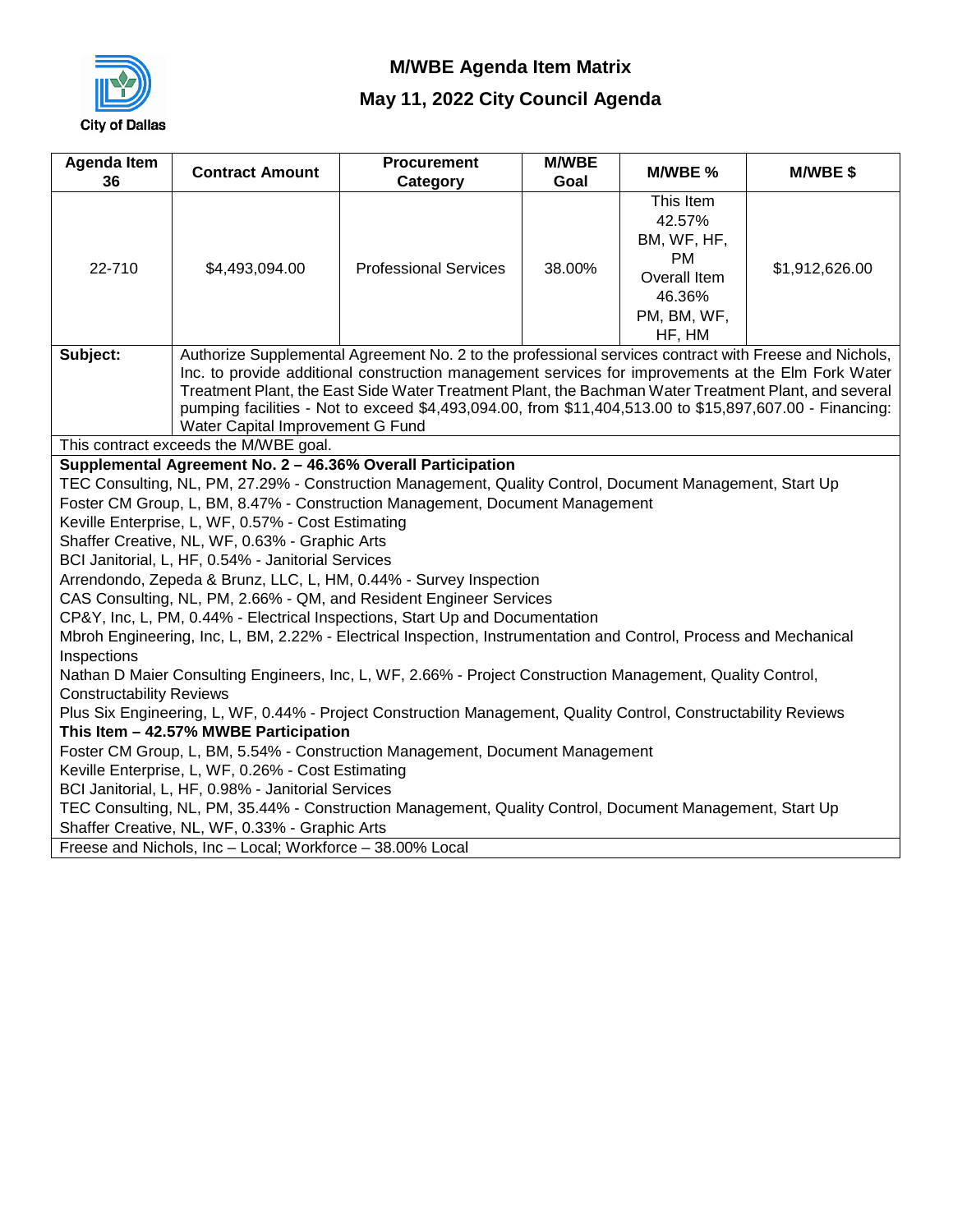# M/WBE Agenda Item Matrix

## May 11, 2022 City Council Agenda

| Agenda Item 36 | Contract Amount | Procurement Category | M/WBE Goal | M/WBE % | M/WBE $ |
|---|---|---|---|---|---|
| 22-710 | $4,493,094.00 | Professional Services | 38.00% | This Item 42.57% BM, WF, HF, PM Overall Item 46.36% PM, BM, WF, HF, HM | $1,912,626.00 |

**Subject:** Authorize Supplemental Agreement No. 2 to the professional services contract with Freese and Nichols, Inc. to provide additional construction management services for improvements at the Elm Fork Water Treatment Plant, the East Side Water Treatment Plant, the Bachman Water Treatment Plant, and several pumping facilities - Not to exceed $4,493,094.00, from $11,404,513.00 to $15,897,607.00 - Financing: Water Capital Improvement G Fund

This contract exceeds the M/WBE goal.

**Supplemental Agreement No. 2 – 46.36% Overall Participation**

TEC Consulting, NL, PM, 27.29% - Construction Management, Quality Control, Document Management, Start Up
Foster CM Group, L, BM, 8.47% - Construction Management, Document Management
Keville Enterprise, L, WF, 0.57% - Cost Estimating
Shaffer Creative, NL, WF, 0.63% - Graphic Arts
BCI Janitorial, L, HF, 0.54% - Janitorial Services
Arrendondo, Zepeda & Brunz, LLC, L, HM, 0.44% - Survey Inspection
CAS Consulting, NL, PM, 2.66% - QM, and Resident Engineer Services
CP&Y, Inc, L, PM, 0.44% - Electrical Inspections, Start Up and Documentation
Mbroh Engineering, Inc, L, BM, 2.22% - Electrical Inspection, Instrumentation and Control, Process and Mechanical Inspections
Nathan D Maier Consulting Engineers, Inc, L, WF, 2.66% - Project Construction Management, Quality Control, Constructability Reviews
Plus Six Engineering, L, WF, 0.44% - Project Construction Management, Quality Control, Constructability Reviews

**This Item – 42.57% MWBE Participation**

Foster CM Group, L, BM, 5.54% - Construction Management, Document Management
Keville Enterprise, L, WF, 0.26% - Cost Estimating
BCI Janitorial, L, HF, 0.98% - Janitorial Services
TEC Consulting, NL, PM, 35.44% - Construction Management, Quality Control, Document Management, Start Up
Shaffer Creative, NL, WF, 0.33% - Graphic Arts

Freese and Nichols, Inc – Local; Workforce – 38.00% Local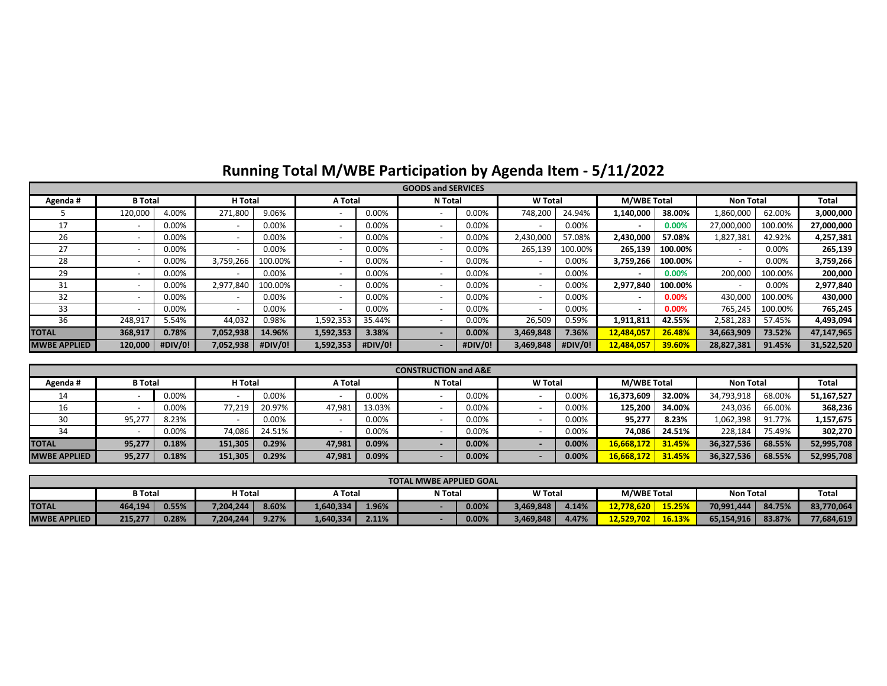# Running Total M/WBE Participation by Agenda Item - 5/11/2022

| GOODS and SERVICES | | | | | | | | | | | | | | | |
|---|---|---|---|---|---|---|---|---|---|---|---|---|---|---|---|
| Agenda # | B Total | | H Total | | A Total | | N Total | | W Total | | M/WBE Total | | Non Total | | Total |
| 5 | 120,000 | 4.00% | 271,800 | 9.06% | - | 0.00% | - | 0.00% | 748,200 | 24.94% | **1,140,000** | **38.00%** | 1,860,000 | 62.00% | **3,000,000** |
| 17 | - | 0.00% | - | 0.00% | - | 0.00% | - | 0.00% | - | 0.00% | **-** | **0.00%** | 27,000,000 | 100.00% | **27,000,000** |
| 26 | - | 0.00% | - | 0.00% | - | 0.00% | - | 0.00% | 2,430,000 | 57.08% | **2,430,000** | **57.08%** | 1,827,381 | 42.92% | **4,257,381** |
| 27 | - | 0.00% | - | 0.00% | - | 0.00% | - | 0.00% | 265,139 | 100.00% | **265,139** | **100.00%** | - | 0.00% | **265,139** |
| 28 | - | 0.00% | 3,759,266 | 100.00% | - | 0.00% | - | 0.00% | - | 0.00% | **3,759,266** | **100.00%** | - | 0.00% | **3,759,266** |
| 29 | - | 0.00% | - | 0.00% | - | 0.00% | - | 0.00% | - | 0.00% | **-** | **0.00%** | 200,000 | 100.00% | **200,000** |
| 31 | - | 0.00% | 2,977,840 | 100.00% | - | 0.00% | - | 0.00% | - | 0.00% | **2,977,840** | **100.00%** | - | 0.00% | **2,977,840** |
| 32 | - | 0.00% | - | 0.00% | - | 0.00% | - | 0.00% | - | 0.00% | **-** | **0.00%** | 430,000 | 100.00% | **430,000** |
| 33 | - | 0.00% | - | 0.00% | - | 0.00% | - | 0.00% | - | 0.00% | **-** | **0.00%** | 765,245 | 100.00% | **765,245** |
| 36 | 248,917 | 5.54% | 44,032 | 0.98% | 1,592,353 | 35.44% | - | 0.00% | 26,509 | 0.59% | **1,911,811** | **42.55%** | 2,581,283 | 57.45% | **4,493,094** |
| **TOTAL** | **368,917** | **0.78%** | **7,052,938** | **14.96%** | **1,592,353** | **3.38%** | **-** | **0.00%** | **3,469,848** | **7.36%** | **12,484,057** | **26.48%** | **34,663,909** | **73.52%** | **47,147,965** |
| **MWBE APPLIED** | **120,000** | **#DIV/0!** | **7,052,938** | **#DIV/0!** | **1,592,353** | **#DIV/0!** | **-** | **#DIV/0!** | **3,469,848** | **#DIV/0!** | **12,484,057** | **39.60%** | **28,827,381** | **91.45%** | **31,522,520** |

| CONSTRUCTION and A&E | | | | | | | | | | | | | | | |
|---|---|---|---|---|---|---|---|---|---|---|---|---|---|---|---|
| Agenda # | B Total | | H Total | | A Total | | N Total | | W Total | | M/WBE Total | | Non Total | | Total |
| 14 | - | 0.00% | - | 0.00% | - | 0.00% | - | 0.00% | - | 0.00% | **16,373,609** | **32.00%** | 34,793,918 | 68.00% | **51,167,527** |
| 16 | - | 0.00% | 77,219 | 20.97% | 47,981 | 13.03% | - | 0.00% | - | 0.00% | **125,200** | **34.00%** | 243,036 | 66.00% | **368,236** |
| 30 | 95,277 | 8.23% | - | 0.00% | - | 0.00% | - | 0.00% | - | 0.00% | **95,277** | **8.23%** | 1,062,398 | 91.77% | **1,157,675** |
| 34 | - | 0.00% | 74,086 | 24.51% | - | 0.00% | - | 0.00% | - | 0.00% | **74,086** | **24.51%** | 228,184 | 75.49% | **302,270** |
| **TOTAL** | **95,277** | **0.18%** | **151,305** | **0.29%** | **47,981** | **0.09%** | **-** | **0.00%** | **-** | **0.00%** | **16,668,172** | **31.45%** | **36,327,536** | **68.55%** | **52,995,708** |
| **MWBE APPLIED** | **95,277** | **0.18%** | **151,305** | **0.29%** | **47,981** | **0.09%** | **-** | **0.00%** | **-** | **0.00%** | **16,668,172** | **31.45%** | **36,327,536** | **68.55%** | **52,995,708** |

| TOTAL MWBE APPLIED GOAL | | | | | | | | | | | | | | | |
|---|---|---|---|---|---|---|---|---|---|---|---|---|---|---|---|
| | B Total | | H Total | | A Total | | N Total | | W Total | | M/WBE Total | | Non Total | | Total |
| **TOTAL** | **464,194** | **0.55%** | **7,204,244** | **8.60%** | **1,640,334** | **1.96%** | **-** | **0.00%** | **3,469,848** | **4.14%** | **12,778,620** | **15.25%** | **70,991,444** | **84.75%** | **83,770,064** |
| **MWBE APPLIED** | **215,277** | **0.28%** | **7,204,244** | **9.27%** | **1,640,334** | **2.11%** | **-** | **0.00%** | **3,469,848** | **4.47%** | **12,529,702** | **16.13%** | **65,154,916** | **83.87%** | **77,684,619** |